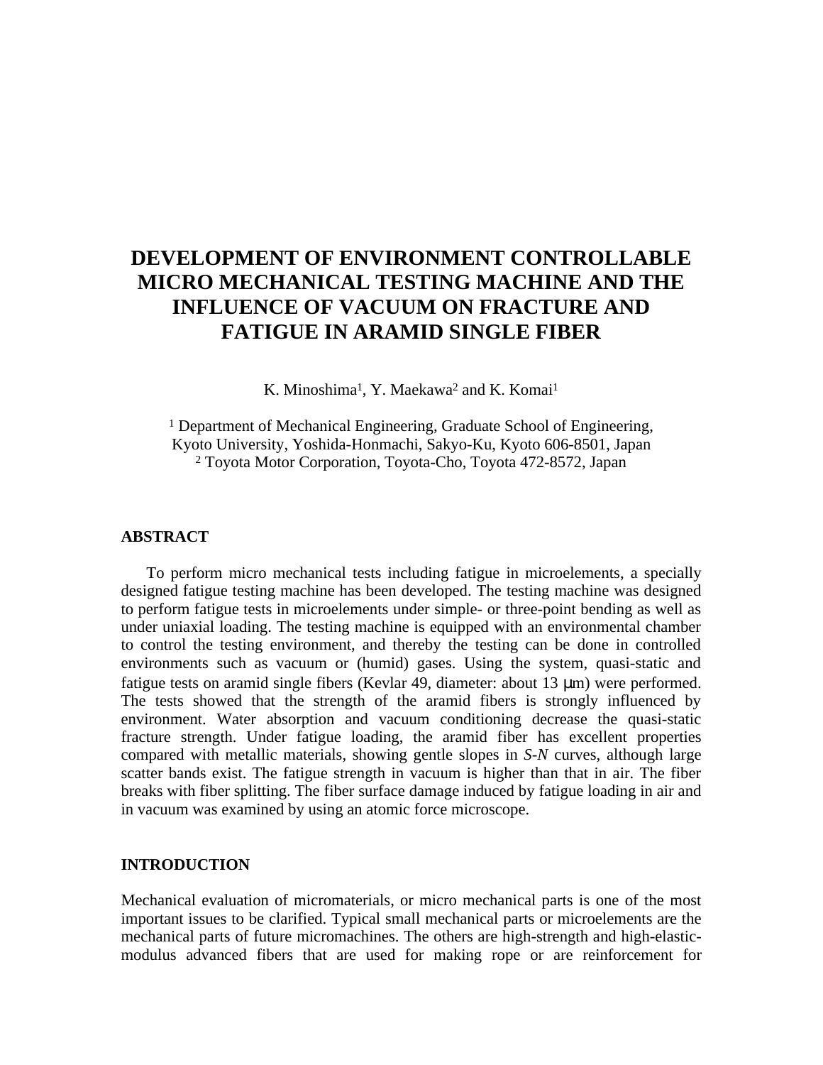# DEVELOPMENT OF ENVIRONMENT CONTROLLABLE MICRO MECHANICAL TESTING MACHINE AND THE INFLUENCE OF VACUUM ON FRACTURE AND FATIGUE IN ARAMID SINGLE FIBER

K. Minoshima[1], Y. Maekawa[2] and K. Komai[1]

[1] Department of Mechanical Engineering, Graduate School of Engineering, Kyoto University, Yoshida-Honmachi, Sakyo-Ku, Kyoto 606-8501, Japan
[2] Toyota Motor Corporation, Toyota-Cho, Toyota 472-8572, Japan

## ABSTRACT

To perform micro mechanical tests including fatigue in microelements, a specially designed fatigue testing machine has been developed. The testing machine was designed to perform fatigue tests in microelements under simple- or three-point bending as well as under uniaxial loading. The testing machine is equipped with an environmental chamber to control the testing environment, and thereby the testing can be done in controlled environments such as vacuum or (humid) gases. Using the system, quasi-static and fatigue tests on aramid single fibers (Kevlar 49, diameter: about 13 μm) were performed. The tests showed that the strength of the aramid fibers is strongly influenced by environment. Water absorption and vacuum conditioning decrease the quasi-static fracture strength. Under fatigue loading, the aramid fiber has excellent properties compared with metallic materials, showing gentle slopes in *S-N* curves, although large scatter bands exist. The fatigue strength in vacuum is higher than that in air. The fiber breaks with fiber splitting. The fiber surface damage induced by fatigue loading in air and in vacuum was examined by using an atomic force microscope.

## INTRODUCTION

Mechanical evaluation of micromaterials, or micro mechanical parts is one of the most important issues to be clarified. Typical small mechanical parts or microelements are the mechanical parts of future micromachines. The others are high-strength and high-elastic-modulus advanced fibers that are used for making rope or are reinforcement for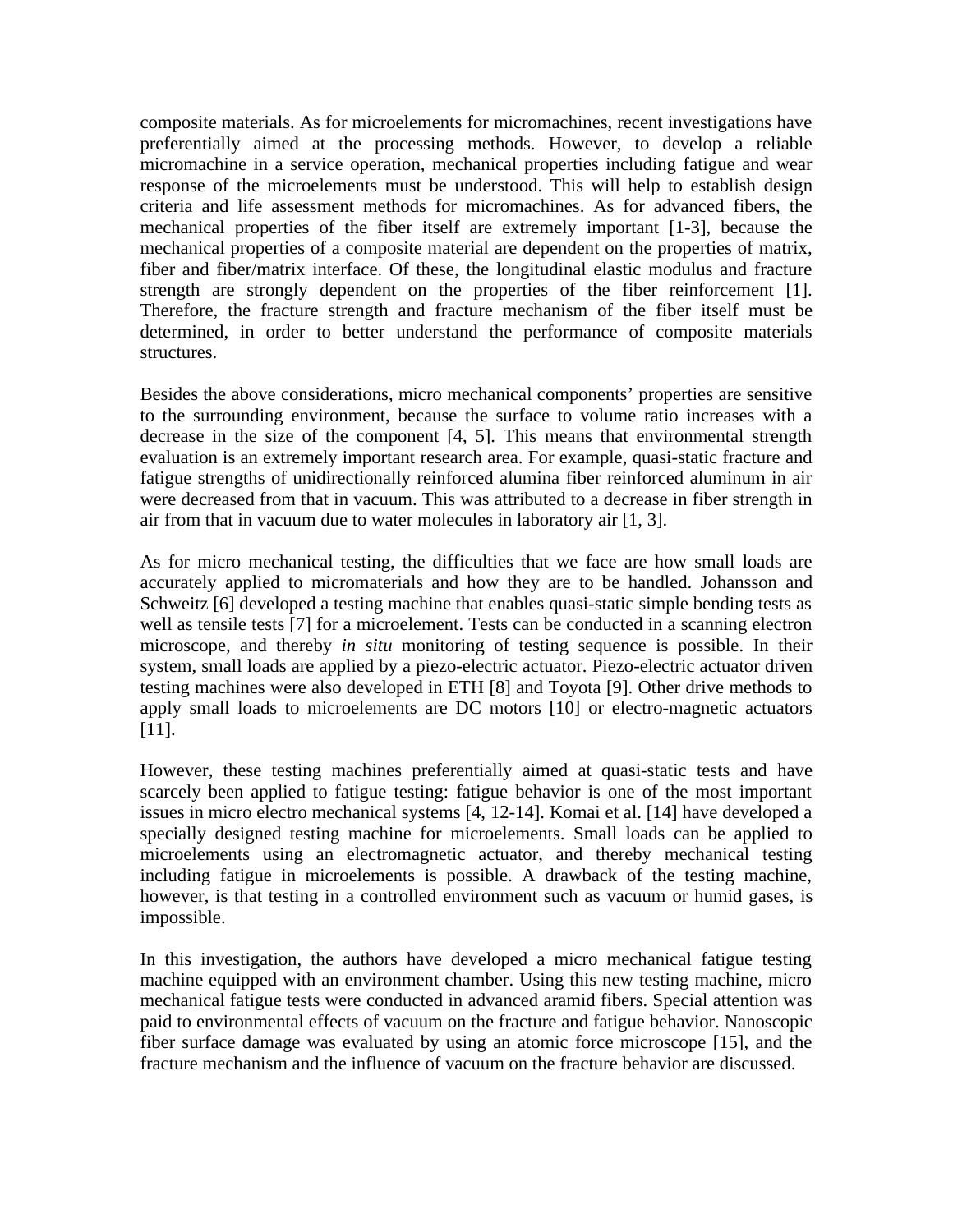composite materials. As for microelements for micromachines, recent investigations have preferentially aimed at the processing methods. However, to develop a reliable micromachine in a service operation, mechanical properties including fatigue and wear response of the microelements must be understood. This will help to establish design criteria and life assessment methods for micromachines. As for advanced fibers, the mechanical properties of the fiber itself are extremely important [1-3], because the mechanical properties of a composite material are dependent on the properties of matrix, fiber and fiber/matrix interface. Of these, the longitudinal elastic modulus and fracture strength are strongly dependent on the properties of the fiber reinforcement [1]. Therefore, the fracture strength and fracture mechanism of the fiber itself must be determined, in order to better understand the performance of composite materials structures.

Besides the above considerations, micro mechanical components' properties are sensitive to the surrounding environment, because the surface to volume ratio increases with a decrease in the size of the component [4, 5]. This means that environmental strength evaluation is an extremely important research area. For example, quasi-static fracture and fatigue strengths of unidirectionally reinforced alumina fiber reinforced aluminum in air were decreased from that in vacuum. This was attributed to a decrease in fiber strength in air from that in vacuum due to water molecules in laboratory air [1, 3].

As for micro mechanical testing, the difficulties that we face are how small loads are accurately applied to micromaterials and how they are to be handled. Johansson and Schweitz [6] developed a testing machine that enables quasi-static simple bending tests as well as tensile tests [7] for a microelement. Tests can be conducted in a scanning electron microscope, and thereby *in situ* monitoring of testing sequence is possible. In their system, small loads are applied by a piezo-electric actuator. Piezo-electric actuator driven testing machines were also developed in ETH [8] and Toyota [9]. Other drive methods to apply small loads to microelements are DC motors [10] or electro-magnetic actuators [11].

However, these testing machines preferentially aimed at quasi-static tests and have scarcely been applied to fatigue testing: fatigue behavior is one of the most important issues in micro electro mechanical systems [4, 12-14]. Komai et al. [14] have developed a specially designed testing machine for microelements. Small loads can be applied to microelements using an electromagnetic actuator, and thereby mechanical testing including fatigue in microelements is possible. A drawback of the testing machine, however, is that testing in a controlled environment such as vacuum or humid gases, is impossible.

In this investigation, the authors have developed a micro mechanical fatigue testing machine equipped with an environment chamber. Using this new testing machine, micro mechanical fatigue tests were conducted in advanced aramid fibers. Special attention was paid to environmental effects of vacuum on the fracture and fatigue behavior. Nanoscopic fiber surface damage was evaluated by using an atomic force microscope [15], and the fracture mechanism and the influence of vacuum on the fracture behavior are discussed.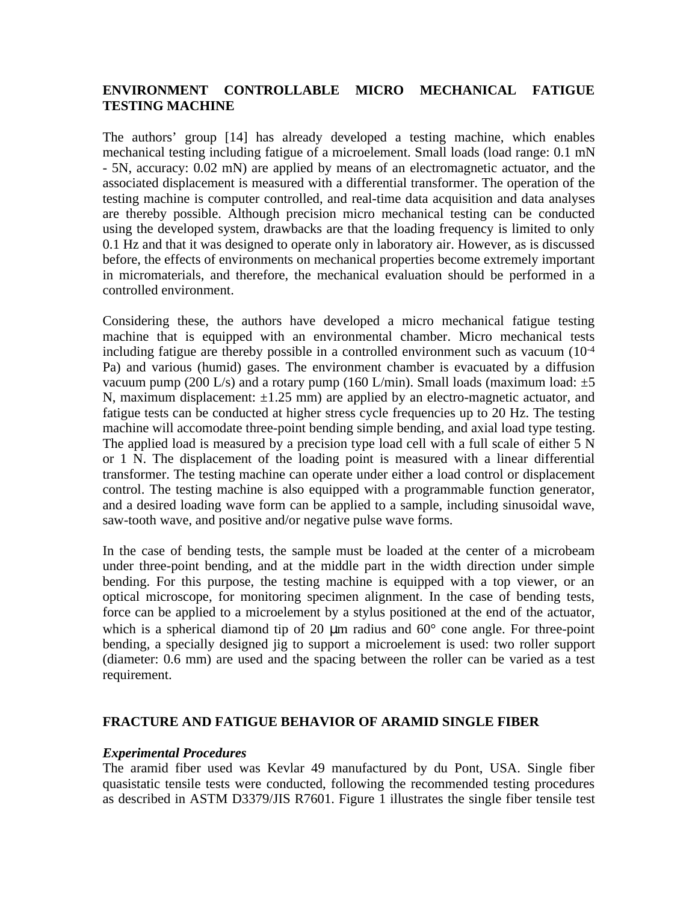## ENVIRONMENT CONTROLLABLE MICRO MECHANICAL FATIGUE TESTING MACHINE

The authors' group [14] has already developed a testing machine, which enables mechanical testing including fatigue of a microelement. Small loads (load range: 0.1 mN - 5N, accuracy: 0.02 mN) are applied by means of an electromagnetic actuator, and the associated displacement is measured with a differential transformer. The operation of the testing machine is computer controlled, and real-time data acquisition and data analyses are thereby possible. Although precision micro mechanical testing can be conducted using the developed system, drawbacks are that the loading frequency is limited to only 0.1 Hz and that it was designed to operate only in laboratory air. However, as is discussed before, the effects of environments on mechanical properties become extremely important in micromaterials, and therefore, the mechanical evaluation should be performed in a controlled environment.

Considering these, the authors have developed a micro mechanical fatigue testing machine that is equipped with an environmental chamber. Micro mechanical tests including fatigue are thereby possible in a controlled environment such as vacuum ($10^{-4}$ Pa) and various (humid) gases. The environment chamber is evacuated by a diffusion vacuum pump (200 L/s) and a rotary pump (160 L/min). Small loads (maximum load: ±5 N, maximum displacement: ±1.25 mm) are applied by an electro-magnetic actuator, and fatigue tests can be conducted at higher stress cycle frequencies up to 20 Hz. The testing machine will accomodate three-point bending simple bending, and axial load type testing. The applied load is measured by a precision type load cell with a full scale of either 5 N or 1 N. The displacement of the loading point is measured with a linear differential transformer. The testing machine can operate under either a load control or displacement control. The testing machine is also equipped with a programmable function generator, and a desired loading wave form can be applied to a sample, including sinusoidal wave, saw-tooth wave, and positive and/or negative pulse wave forms.

In the case of bending tests, the sample must be loaded at the center of a microbeam under three-point bending, and at the middle part in the width direction under simple bending. For this purpose, the testing machine is equipped with a top viewer, or an optical microscope, for monitoring specimen alignment. In the case of bending tests, force can be applied to a microelement by a stylus positioned at the end of the actuator, which is a spherical diamond tip of 20 μm radius and 60° cone angle. For three-point bending, a specially designed jig to support a microelement is used: two roller support (diameter: 0.6 mm) are used and the spacing between the roller can be varied as a test requirement.

## FRACTURE AND FATIGUE BEHAVIOR OF ARAMID SINGLE FIBER

### *Experimental Procedures*

The aramid fiber used was Kevlar 49 manufactured by du Pont, USA. Single fiber quasistatic tensile tests were conducted, following the recommended testing procedures as described in ASTM D3379/JIS R7601. Figure 1 illustrates the single fiber tensile test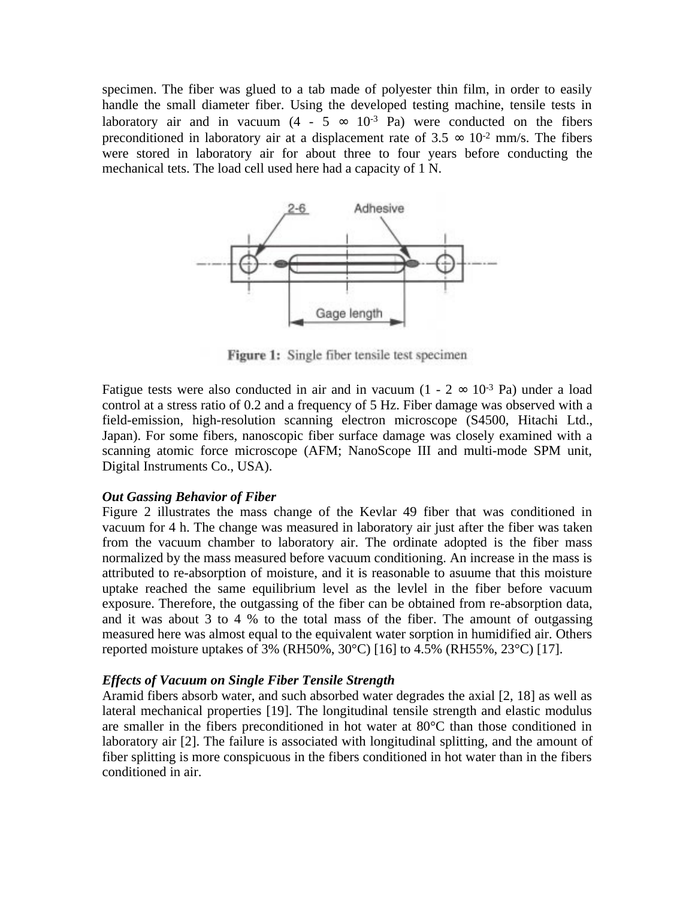specimen. The fiber was glued to a tab made of polyester thin film, in order to easily handle the small diameter fiber. Using the developed testing machine, tensile tests in laboratory air and in vacuum (4 - 5 ∞ $10^{-3}$ Pa) were conducted on the fibers preconditioned in laboratory air at a displacement rate of 3.5 ∞ $10^{-2}$ mm/s. The fibers were stored in laboratory air for about three to four years before conducting the mechanical tets. The load cell used here had a capacity of 1 N.

**Figure 1:** Single fiber tensile test specimen

Fatigue tests were also conducted in air and in vacuum (1 - 2 ∞ $10^{-3}$ Pa) under a load control at a stress ratio of 0.2 and a frequency of 5 Hz. Fiber damage was observed with a field-emission, high-resolution scanning electron microscope (S4500, Hitachi Ltd., Japan). For some fibers, nanoscopic fiber surface damage was closely examined with a scanning atomic force microscope (AFM; NanoScope III and multi-mode SPM unit, Digital Instruments Co., USA).

***Out Gassing Behavior of Fiber***

Figure 2 illustrates the mass change of the Kevlar 49 fiber that was conditioned in vacuum for 4 h. The change was measured in laboratory air just after the fiber was taken from the vacuum chamber to laboratory air. The ordinate adopted is the fiber mass normalized by the mass measured before vacuum conditioning. An increase in the mass is attributed to re-absorption of moisture, and it is reasonable to asuume that this moisture uptake reached the same equilibrium level as the levlel in the fiber before vacuum exposure. Therefore, the outgassing of the fiber can be obtained from re-absorption data, and it was about 3 to 4 % to the total mass of the fiber. The amount of outgassing measured here was almost equal to the equivalent water sorption in humidified air. Others reported moisture uptakes of 3% (RH50%, 30°C) [16] to 4.5% (RH55%, 23°C) [17].

***Effects of Vacuum on Single Fiber Tensile Strength***

Aramid fibers absorb water, and such absorbed water degrades the axial [2, 18] as well as lateral mechanical properties [19]. The longitudinal tensile strength and elastic modulus are smaller in the fibers preconditioned in hot water at 80°C than those conditioned in laboratory air [2]. The failure is associated with longitudinal splitting, and the amount of fiber splitting is more conspicuous in the fibers conditioned in hot water than in the fibers conditioned in air.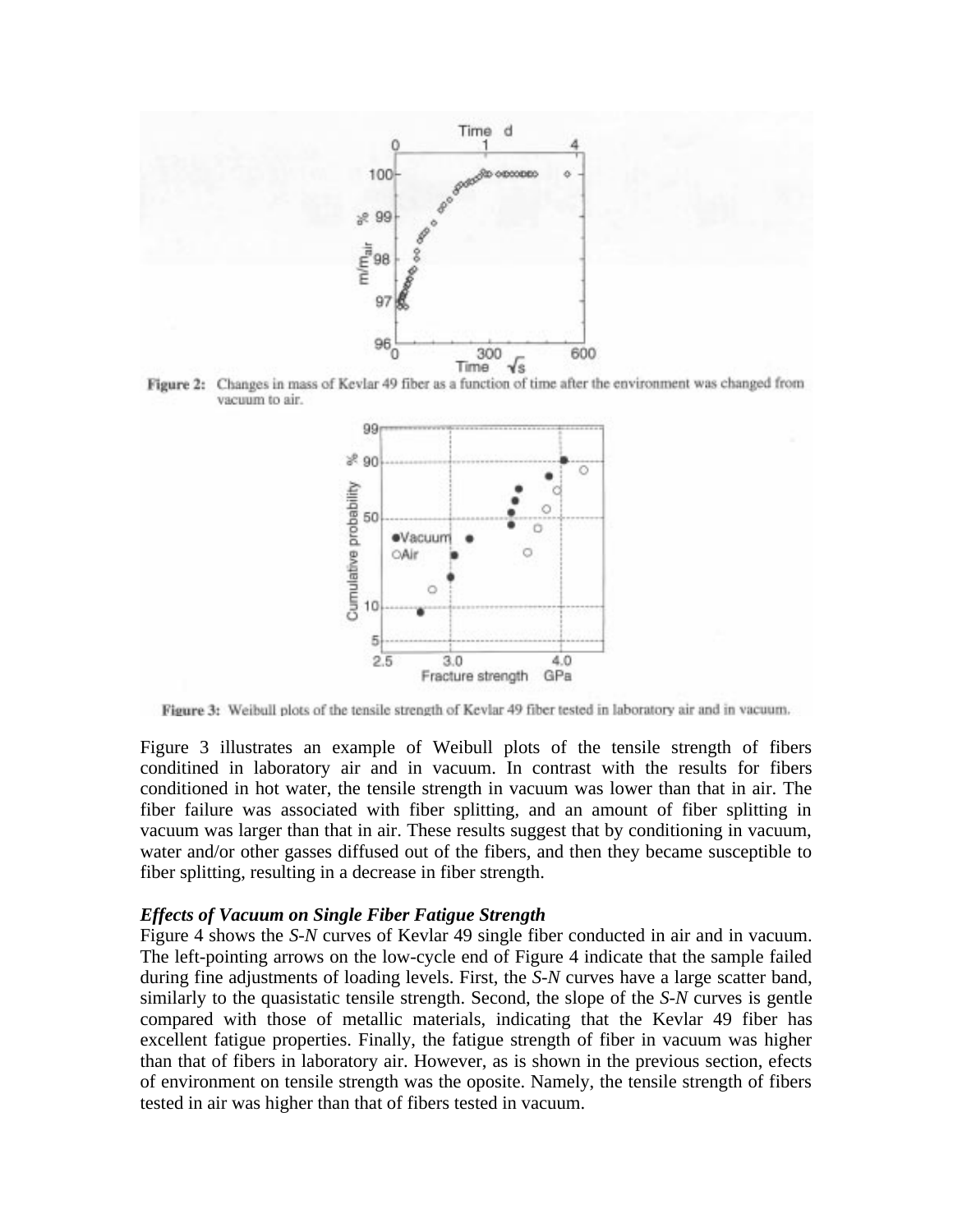**Figure 2:** Changes in mass of Kevlar 49 fiber as a function of time after the environment was changed from vacuum to air.

**Figure 3:** Weibull plots of the tensile strength of Kevlar 49 fiber tested in laboratory air and in vacuum.

Figure 3 illustrates an example of Weibull plots of the tensile strength of fibers conditined in laboratory air and in vacuum. In contrast with the results for fibers conditioned in hot water, the tensile strength in vacuum was lower than that in air. The fiber failure was associated with fiber splitting, and an amount of fiber splitting in vacuum was larger than that in air. These results suggest that by conditioning in vacuum, water and/or other gasses diffused out of the fibers, and then they became susceptible to fiber splitting, resulting in a decrease in fiber strength.

***Effects of Vacuum on Single Fiber Fatigue Strength***

Figure 4 shows the *S-N* curves of Kevlar 49 single fiber conducted in air and in vacuum. The left-pointing arrows on the low-cycle end of Figure 4 indicate that the sample failed during fine adjustments of loading levels. First, the *S-N* curves have a large scatter band, similarly to the quasistatic tensile strength. Second, the slope of the *S-N* curves is gentle compared with those of metallic materials, indicating that the Kevlar 49 fiber has excellent fatigue properties. Finally, the fatigue strength of fiber in vacuum was higher than that of fibers in laboratory air. However, as is shown in the previous section, efects of environment on tensile strength was the oposite. Namely, the tensile strength of fibers tested in air was higher than that of fibers tested in vacuum.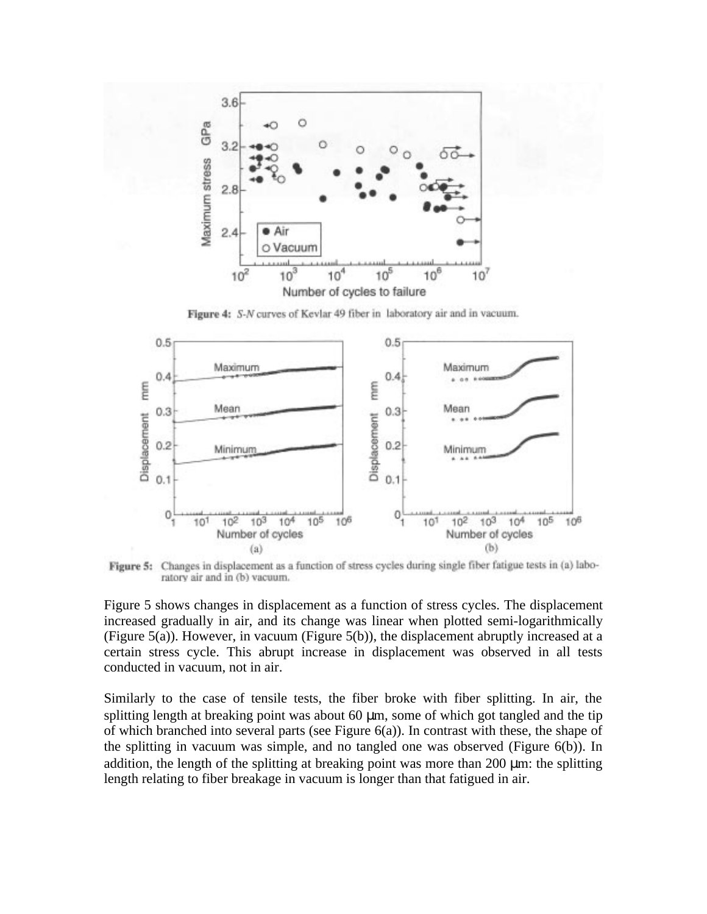**Figure 4:** *S-N* curves of Kevlar 49 fiber in laboratory air and in vacuum.

**Figure 5:** Changes in displacement as a function of stress cycles during single fiber fatigue tests in (a) laboratory air and in (b) vacuum.

Figure 5 shows changes in displacement as a function of stress cycles. The displacement increased gradually in air, and its change was linear when plotted semi-logarithmically (Figure 5(a)). However, in vacuum (Figure 5(b)), the displacement abruptly increased at a certain stress cycle. This abrupt increase in displacement was observed in all tests conducted in vacuum, not in air.

Similarly to the case of tensile tests, the fiber broke with fiber splitting. In air, the splitting length at breaking point was about 60 μm, some of which got tangled and the tip of which branched into several parts (see Figure 6(a)). In contrast with these, the shape of the splitting in vacuum was simple, and no tangled one was observed (Figure 6(b)). In addition, the length of the splitting at breaking point was more than 200 μm: the splitting length relating to fiber breakage in vacuum is longer than that fatigued in air.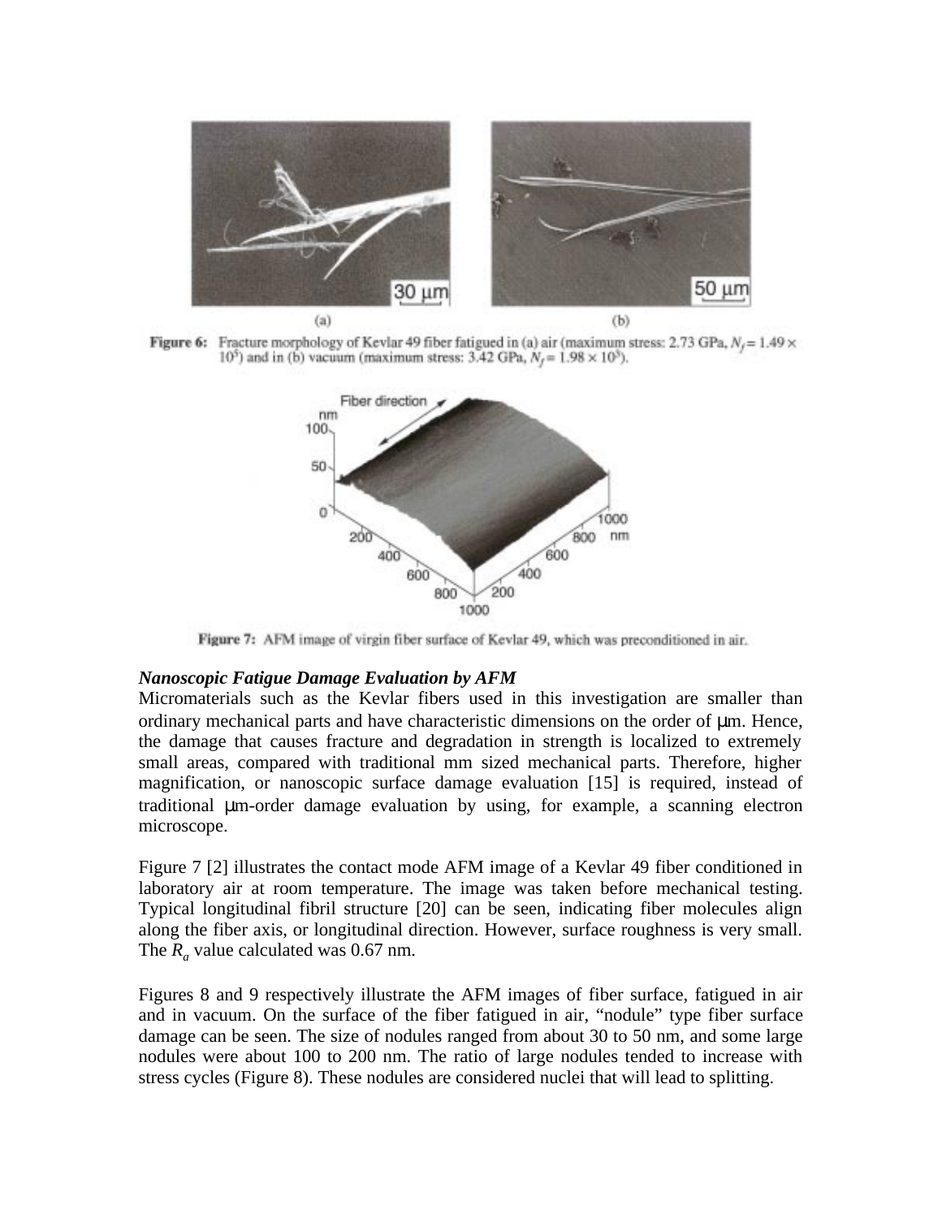**Figure 6:** Fracture morphology of Kevlar 49 fiber fatigued in (a) air (maximum stress: 2.73 GPa, $N_f = 1.49 \times 10^5$) and in (b) vacuum (maximum stress: 3.42 GPa, $N_f = 1.98 \times 10^5$).

**Figure 7:** AFM image of virgin fiber surface of Kevlar 49, which was preconditioned in air.

***Nanoscopic Fatigue Damage Evaluation by AFM***

Micromaterials such as the Kevlar fibers used in this investigation are smaller than ordinary mechanical parts and have characteristic dimensions on the order of μm. Hence, the damage that causes fracture and degradation in strength is localized to extremely small areas, compared with traditional mm sized mechanical parts. Therefore, higher magnification, or nanoscopic surface damage evaluation [15] is required, instead of traditional μm-order damage evaluation by using, for example, a scanning electron microscope.

Figure 7 [2] illustrates the contact mode AFM image of a Kevlar 49 fiber conditioned in laboratory air at room temperature. The image was taken before mechanical testing. Typical longitudinal fibril structure [20] can be seen, indicating fiber molecules align along the fiber axis, or longitudinal direction. However, surface roughness is very small. The $R_a$ value calculated was 0.67 nm.

Figures 8 and 9 respectively illustrate the AFM images of fiber surface, fatigued in air and in vacuum. On the surface of the fiber fatigued in air, "nodule" type fiber surface damage can be seen. The size of nodules ranged from about 30 to 50 nm, and some large nodules were about 100 to 200 nm. The ratio of large nodules tended to increase with stress cycles (Figure 8). These nodules are considered nuclei that will lead to splitting.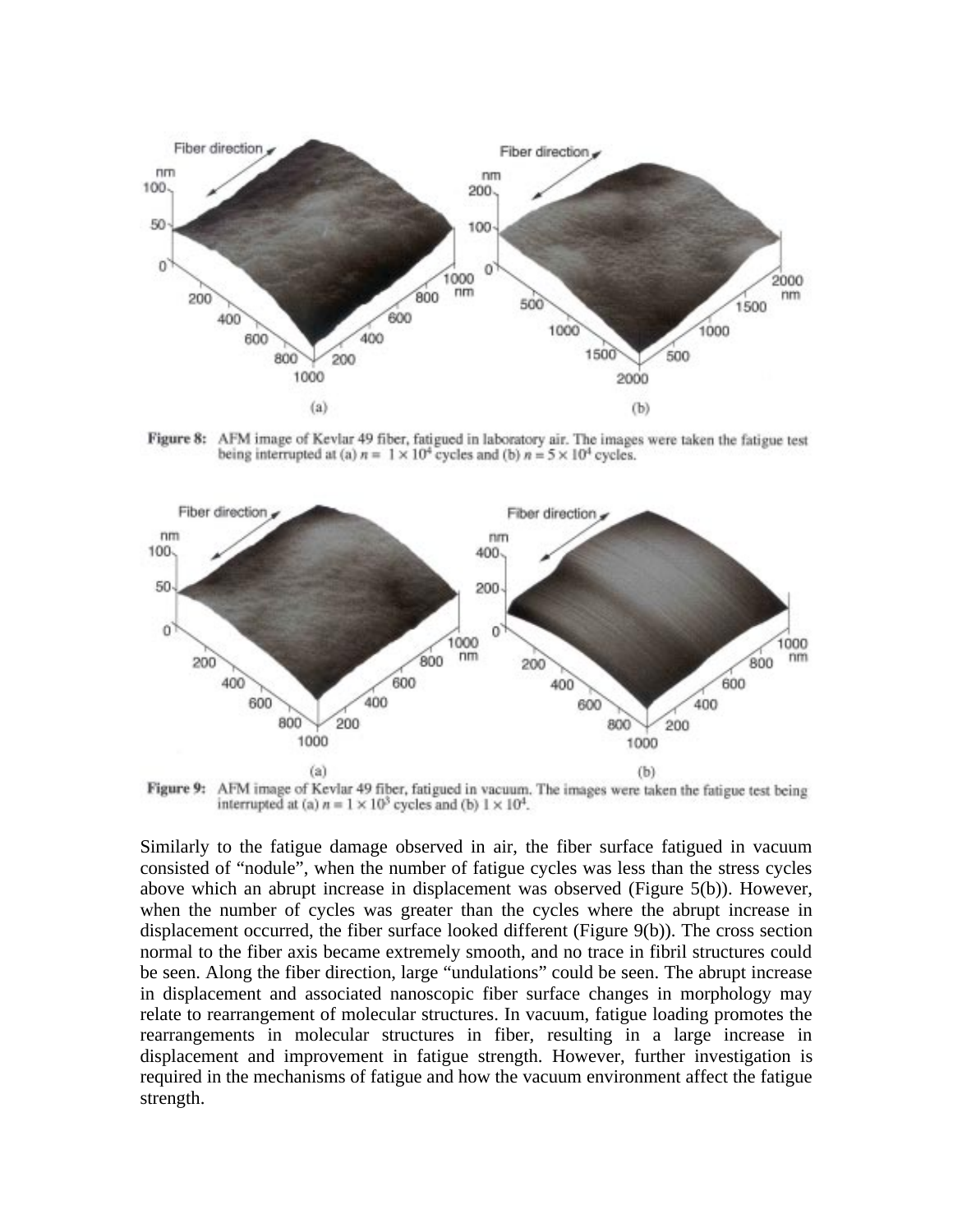**Figure 8:** AFM image of Kevlar 49 fiber, fatigued in laboratory air. The images were taken the fatigue test being interrupted at (a) $n = 1 \times 10^4$ cycles and (b) $n = 5 \times 10^4$ cycles.

**Figure 9:** AFM image of Kevlar 49 fiber, fatigued in vacuum. The images were taken the fatigue test being interrupted at (a) $n = 1 \times 10^3$ cycles and (b) $1 \times 10^4$.

Similarly to the fatigue damage observed in air, the fiber surface fatigued in vacuum consisted of "nodule", when the number of fatigue cycles was less than the stress cycles above which an abrupt increase in displacement was observed (Figure 5(b)). However, when the number of cycles was greater than the cycles where the abrupt increase in displacement occurred, the fiber surface looked different (Figure 9(b)). The cross section normal to the fiber axis became extremely smooth, and no trace in fibril structures could be seen. Along the fiber direction, large "undulations" could be seen. The abrupt increase in displacement and associated nanoscopic fiber surface changes in morphology may relate to rearrangement of molecular structures. In vacuum, fatigue loading promotes the rearrangements in molecular structures in fiber, resulting in a large increase in displacement and improvement in fatigue strength. However, further investigation is required in the mechanisms of fatigue and how the vacuum environment affect the fatigue strength.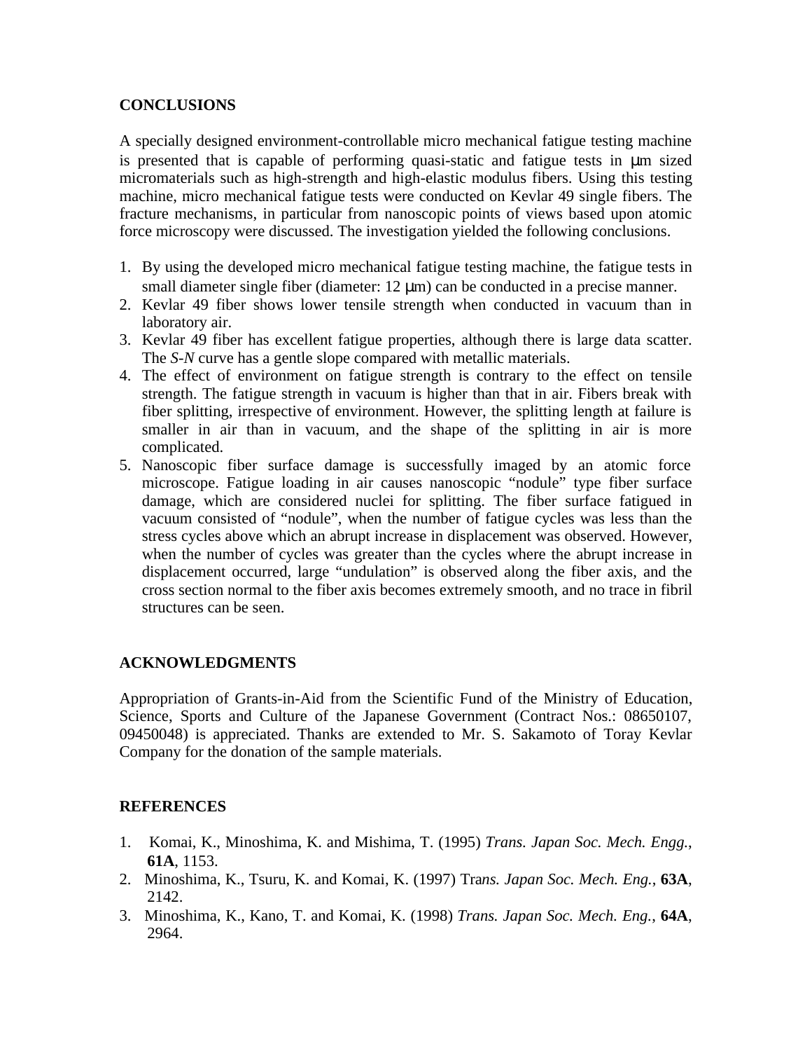## CONCLUSIONS

A specially designed environment-controllable micro mechanical fatigue testing machine is presented that is capable of performing quasi-static and fatigue tests in μm sized micromaterials such as high-strength and high-elastic modulus fibers. Using this testing machine, micro mechanical fatigue tests were conducted on Kevlar 49 single fibers. The fracture mechanisms, in particular from nanoscopic points of views based upon atomic force microscopy were discussed. The investigation yielded the following conclusions.

1. By using the developed micro mechanical fatigue testing machine, the fatigue tests in small diameter single fiber (diameter: 12 μm) can be conducted in a precise manner.
2. Kevlar 49 fiber shows lower tensile strength when conducted in vacuum than in laboratory air.
3. Kevlar 49 fiber has excellent fatigue properties, although there is large data scatter. The *S-N* curve has a gentle slope compared with metallic materials.
4. The effect of environment on fatigue strength is contrary to the effect on tensile strength. The fatigue strength in vacuum is higher than that in air. Fibers break with fiber splitting, irrespective of environment. However, the splitting length at failure is smaller in air than in vacuum, and the shape of the splitting in air is more complicated.
5. Nanoscopic fiber surface damage is successfully imaged by an atomic force microscope. Fatigue loading in air causes nanoscopic "nodule" type fiber surface damage, which are considered nuclei for splitting. The fiber surface fatigued in vacuum consisted of "nodule", when the number of fatigue cycles was less than the stress cycles above which an abrupt increase in displacement was observed. However, when the number of cycles was greater than the cycles where the abrupt increase in displacement occurred, large "undulation" is observed along the fiber axis, and the cross section normal to the fiber axis becomes extremely smooth, and no trace in fibril structures can be seen.

## ACKNOWLEDGMENTS

Appropriation of Grants-in-Aid from the Scientific Fund of the Ministry of Education, Science, Sports and Culture of the Japanese Government (Contract Nos.: 08650107, 09450048) is appreciated. Thanks are extended to Mr. S. Sakamoto of Toray Kevlar Company for the donation of the sample materials.

## REFERENCES

1. Komai, K., Minoshima, K. and Mishima, T. (1995) *Trans. Japan Soc. Mech. Engg.*, **61A**, 1153.
2. Minoshima, K., Tsuru, K. and Komai, K. (1997) *Trans. Japan Soc. Mech. Eng.*, **63A**, 2142.
3. Minoshima, K., Kano, T. and Komai, K. (1998) *Trans. Japan Soc. Mech. Eng.*, **64A**, 2964.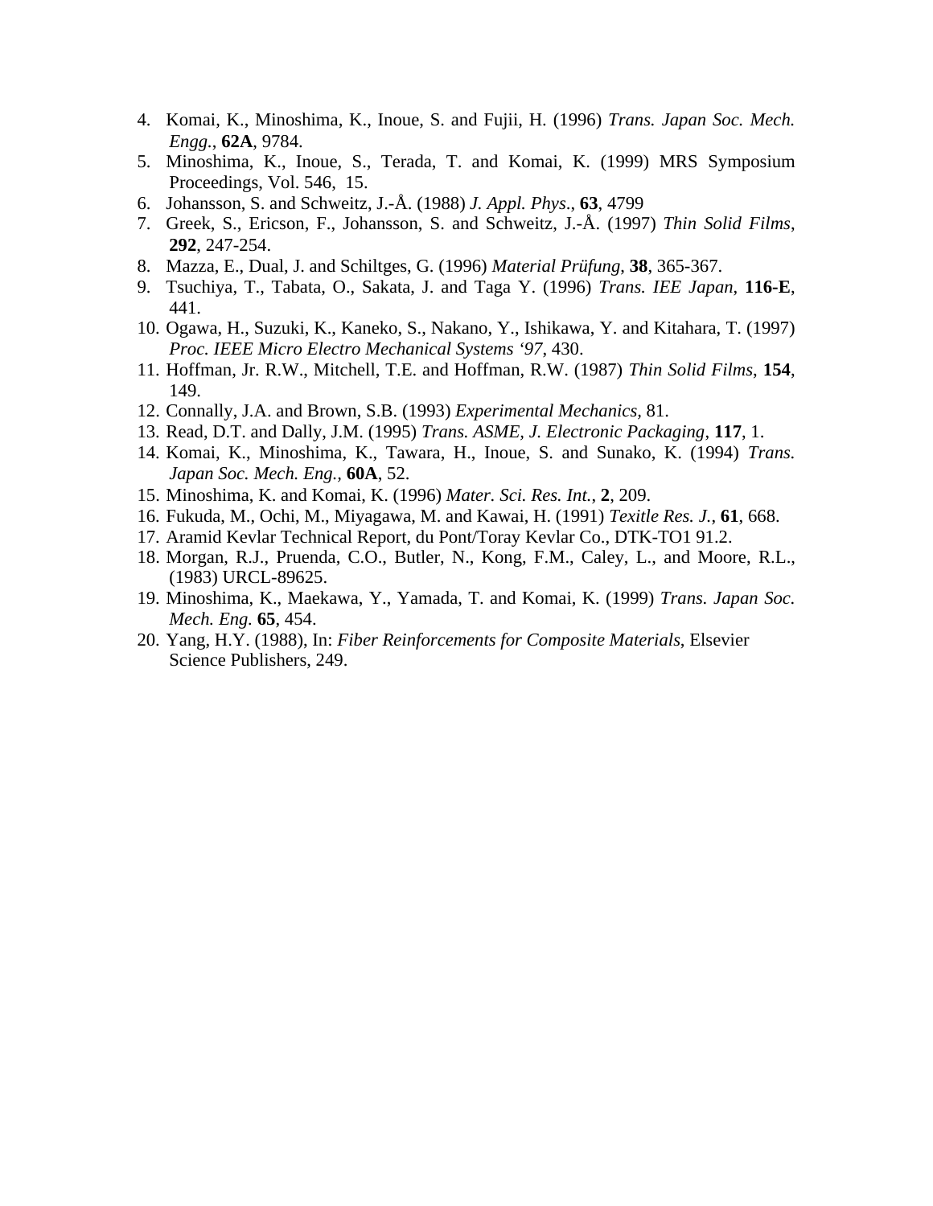4. Komai, K., Minoshima, K., Inoue, S. and Fujii, H. (1996) *Trans. Japan Soc. Mech. Engg.*, **62A**, 9784.
5. Minoshima, K., Inoue, S., Terada, T. and Komai, K. (1999) MRS Symposium Proceedings, Vol. 546, 15.
6. Johansson, S. and Schweitz, J.-Å. (1988) *J. Appl. Phys*., **63**, 4799
7. Greek, S., Ericson, F., Johansson, S. and Schweitz, J.-Å. (1997) *Thin Solid Films*, **292**, 247-254.
8. Mazza, E., Dual, J. and Schiltges, G. (1996) *Material Prüfung*, **38**, 365-367.
9. Tsuchiya, T., Tabata, O., Sakata, J. and Taga Y. (1996) *Trans. IEE Japan*, **116-E**, 441.
10. Ogawa, H., Suzuki, K., Kaneko, S., Nakano, Y., Ishikawa, Y. and Kitahara, T. (1997) *Proc. IEEE Micro Electro Mechanical Systems '97*, 430.
11. Hoffman, Jr. R.W., Mitchell, T.E. and Hoffman, R.W. (1987) *Thin Solid Films*, **154**, 149.
12. Connally, J.A. and Brown, S.B. (1993) *Experimental Mechanics*, 81.
13. Read, D.T. and Dally, J.M. (1995) *Trans. ASME, J. Electronic Packaging*, **117**, 1.
14. Komai, K., Minoshima, K., Tawara, H., Inoue, S. and Sunako, K. (1994) *Trans. Japan Soc. Mech. Eng.*, **60A**, 52.
15. Minoshima, K. and Komai, K. (1996) *Mater. Sci. Res. Int.*, **2**, 209.
16. Fukuda, M., Ochi, M., Miyagawa, M. and Kawai, H. (1991) *Texitile Res. J.*, **61**, 668.
17. Aramid Kevlar Technical Report, du Pont/Toray Kevlar Co., DTK-TO1 91.2.
18. Morgan, R.J., Pruenda, C.O., Butler, N., Kong, F.M., Caley, L., and Moore, R.L., (1983) URCL-89625.
19. Minoshima, K., Maekawa, Y., Yamada, T. and Komai, K. (1999) *Trans. Japan Soc. Mech. Eng.* **65**, 454.
20. Yang, H.Y. (1988), In: *Fiber Reinforcements for Composite Materials*, Elsevier Science Publishers, 249.